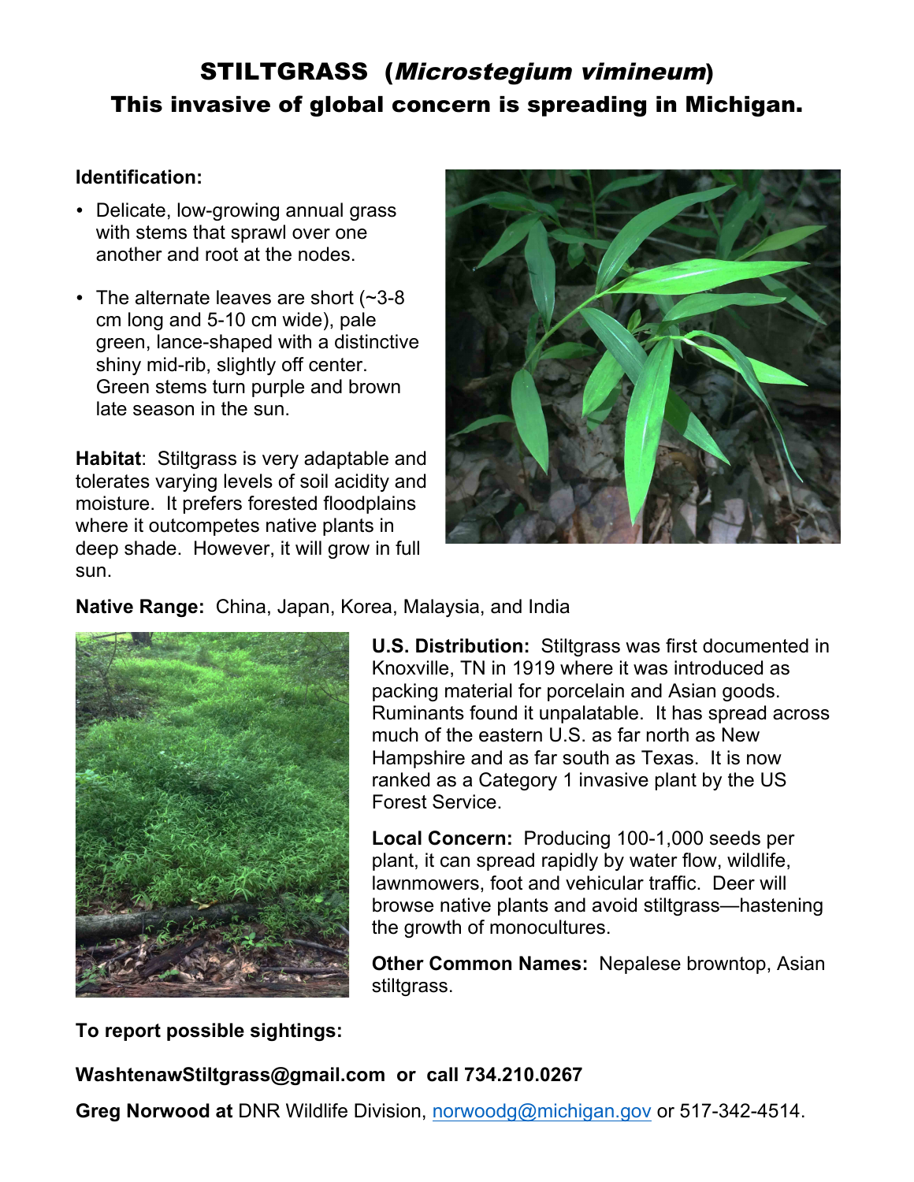# STILTGRASS (*Microstegium vimineum*)

## This invasive of global concern is spreading in Michigan.

**Identification:**

- Delicate, low-growing annual grass with stems that sprawl over one another and root at the nodes.
- The alternate leaves are short (~3-8 cm long and 5-10 cm wide), pale green, lance-shaped with a distinctive shiny mid-rib, slightly off center. Green stems turn purple and brown late season in the sun.

**Habitat**: Stiltgrass is very adaptable and tolerates varying levels of soil acidity and moisture. It prefers forested floodplains where it outcompetes native plants in deep shade. However, it will grow in full sun.

**Native Range:** China, Japan, Korea, Malaysia, and India

**U.S. Distribution:** Stiltgrass was first documented in Knoxville, TN in 1919 where it was introduced as packing material for porcelain and Asian goods. Ruminants found it unpalatable. It has spread across much of the eastern U.S. as far north as New Hampshire and as far south as Texas. It is now ranked as a Category 1 invasive plant by the US Forest Service.

**Local Concern:** Producing 100-1,000 seeds per plant, it can spread rapidly by water flow, wildlife, lawnmowers, foot and vehicular traffic. Deer will browse native plants and avoid stiltgrass—hastening the growth of monocultures.

**Other Common Names:** Nepalese browntop, Asian stiltgrass.

**To report possible sightings:**

**WashtenawStiltgrass@gmail.com or call 734.210.0267**

**Greg Norwood at** DNR Wildlife Division, norwoodg@michigan.gov or 517-342-4514.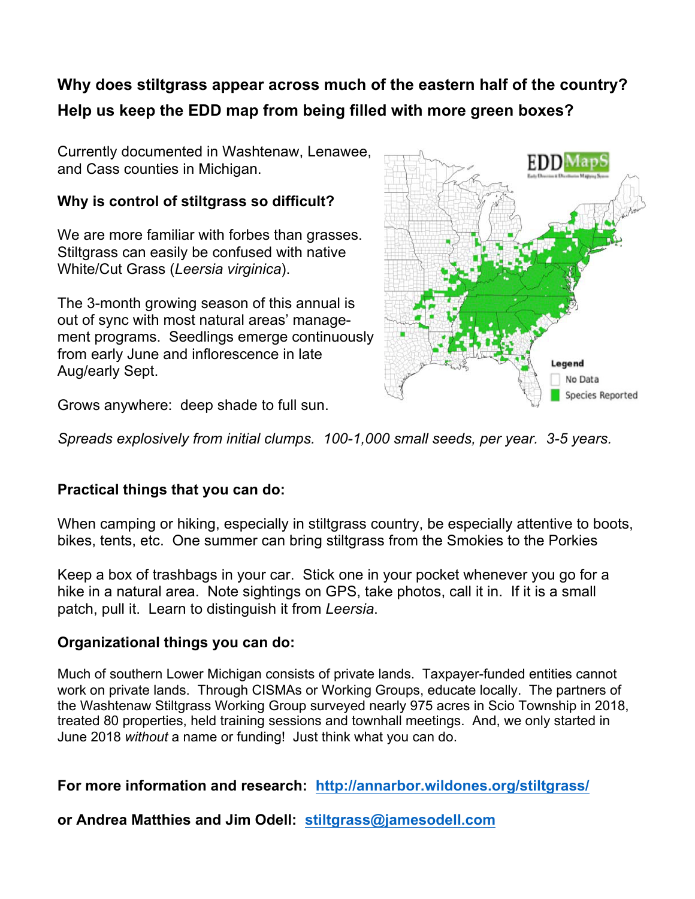**Why does stiltgrass appear across much of the eastern half of the country? Help us keep the EDD map from being filled with more green boxes?**

Currently documented in Washtenaw, Lenawee, and Cass counties in Michigan.

EDDMapS

Early Detection & Distribution Mapping System

Legend

No Data

Species Reported

**Why is control of stiltgrass so difficult?**

We are more familiar with forbes than grasses. Stiltgrass can easily be confused with native White/Cut Grass (*Leersia virginica*).

The 3-month growing season of this annual is out of sync with most natural areas' management programs. Seedlings emerge continuously from early June and inflorescence in late Aug/early Sept.

Grows anywhere: deep shade to full sun.

*Spreads explosively from initial clumps. 100-1,000 small seeds, per year. 3-5 years.*

**Practical things that you can do:**

When camping or hiking, especially in stiltgrass country, be especially attentive to boots, bikes, tents, etc. One summer can bring stiltgrass from the Smokies to the Porkies

Keep a box of trashbags in your car. Stick one in your pocket whenever you go for a hike in a natural area. Note sightings on GPS, take photos, call it in. If it is a small patch, pull it. Learn to distinguish it from *Leersia*.

**Organizational things you can do:**

Much of southern Lower Michigan consists of private lands. Taxpayer-funded entities cannot work on private lands. Through CISMAs or Working Groups, educate locally. The partners of the Washtenaw Stiltgrass Working Group surveyed nearly 975 acres in Scio Township in 2018, treated 80 properties, held training sessions and townhall meetings. And, we only started in June 2018 *without* a name or funding! Just think what you can do.

**For more information and research: [http://annarbor.wildones.org/stiltgrass/](http://annarbor.wildones.org/stiltgrass/)**

**or Andrea Matthies and Jim Odell: [stiltgrass@jamesodell.com](mailto:stiltgrass@jamesodell.com)**